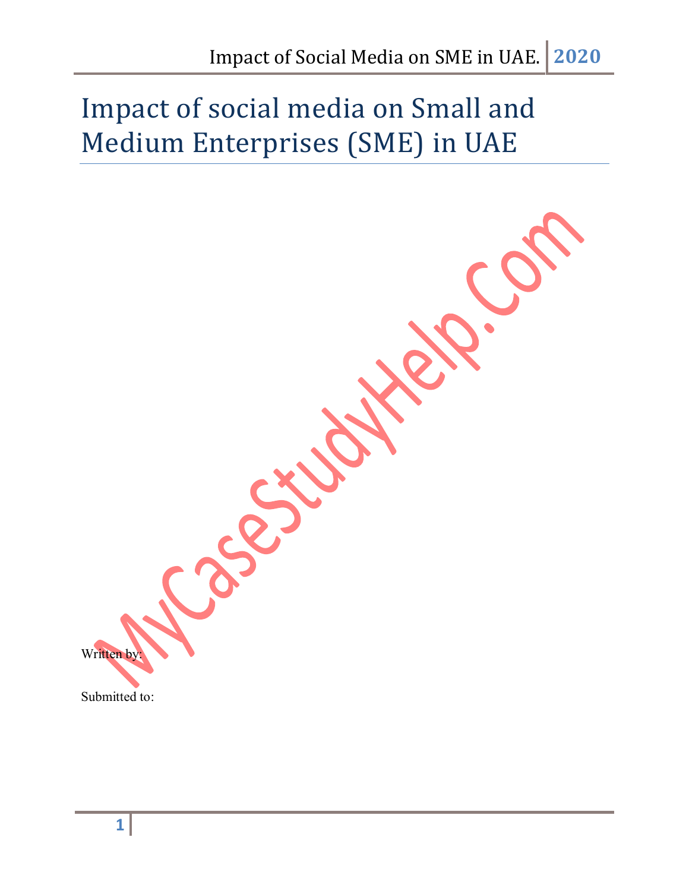# Impact of social media on Small and Medium Enterprises (SME) in UAE

Written by:

Submitted to: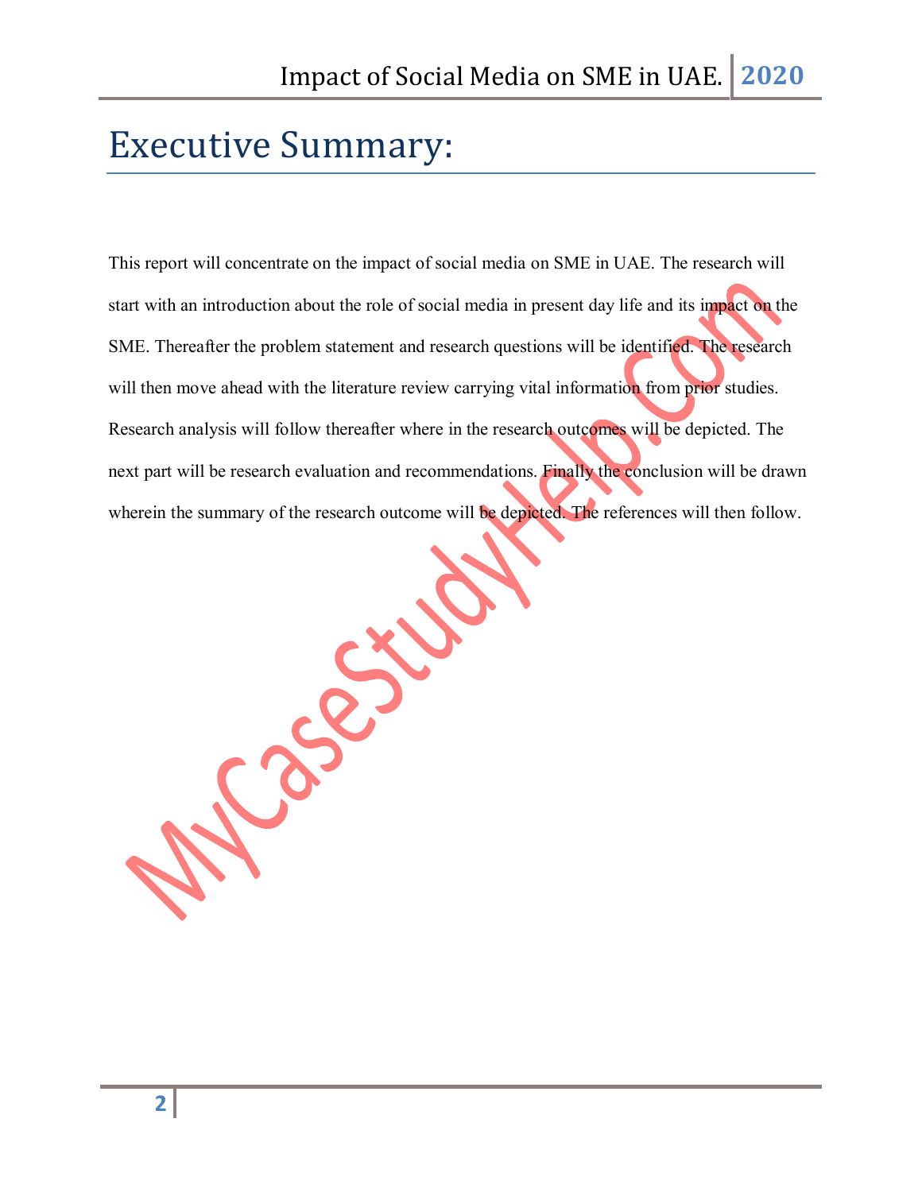# Executive Summary:

This report will concentrate on the impact of social media on SME in UAE. The research will start with an introduction about the role of social media in present day life and its impact on the SME. Thereafter the problem statement and research questions will be identified. The research will then move ahead with the literature review carrying vital information from prior studies. Research analysis will follow thereafter where in the research outcomes will be depicted. The next part will be research evaluation and recommendations. Finally the conclusion will be drawn wherein the summary of the research outcome will be depicted. The references will then follow.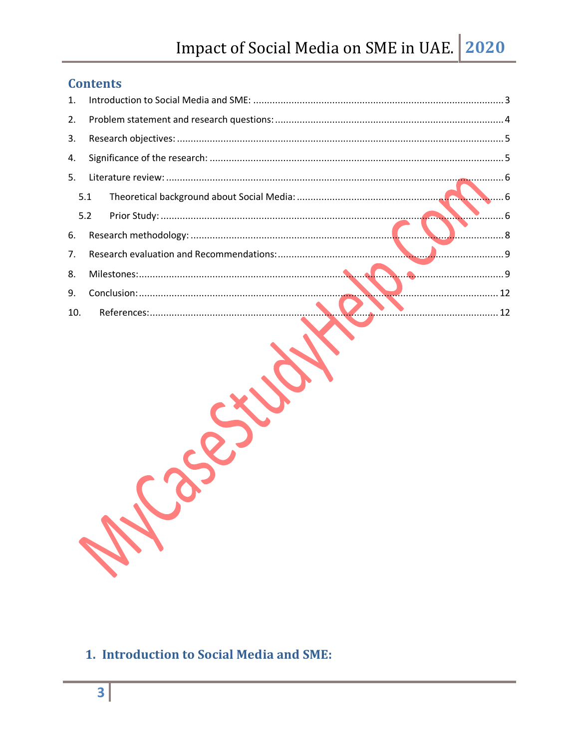## Contents

1. Introduction to Social Media and SME: ........ 3
2. Problem statement and research questions: ........ 4
3. Research objectives: ........ 5
4. Significance of the research: ........ 5
5. Literature review: ........ 6
   - 5.1 Theoretical background about Social Media: ........ 6
   - 5.2 Prior Study: ........ 6
6. Research methodology: ........ 8
7. Research evaluation and Recommendations: ........ 9
8. Milestones: ........ 9
9. Conclusion: ........ 12
10. References: ........ 12

## 1. Introduction to Social Media and SME: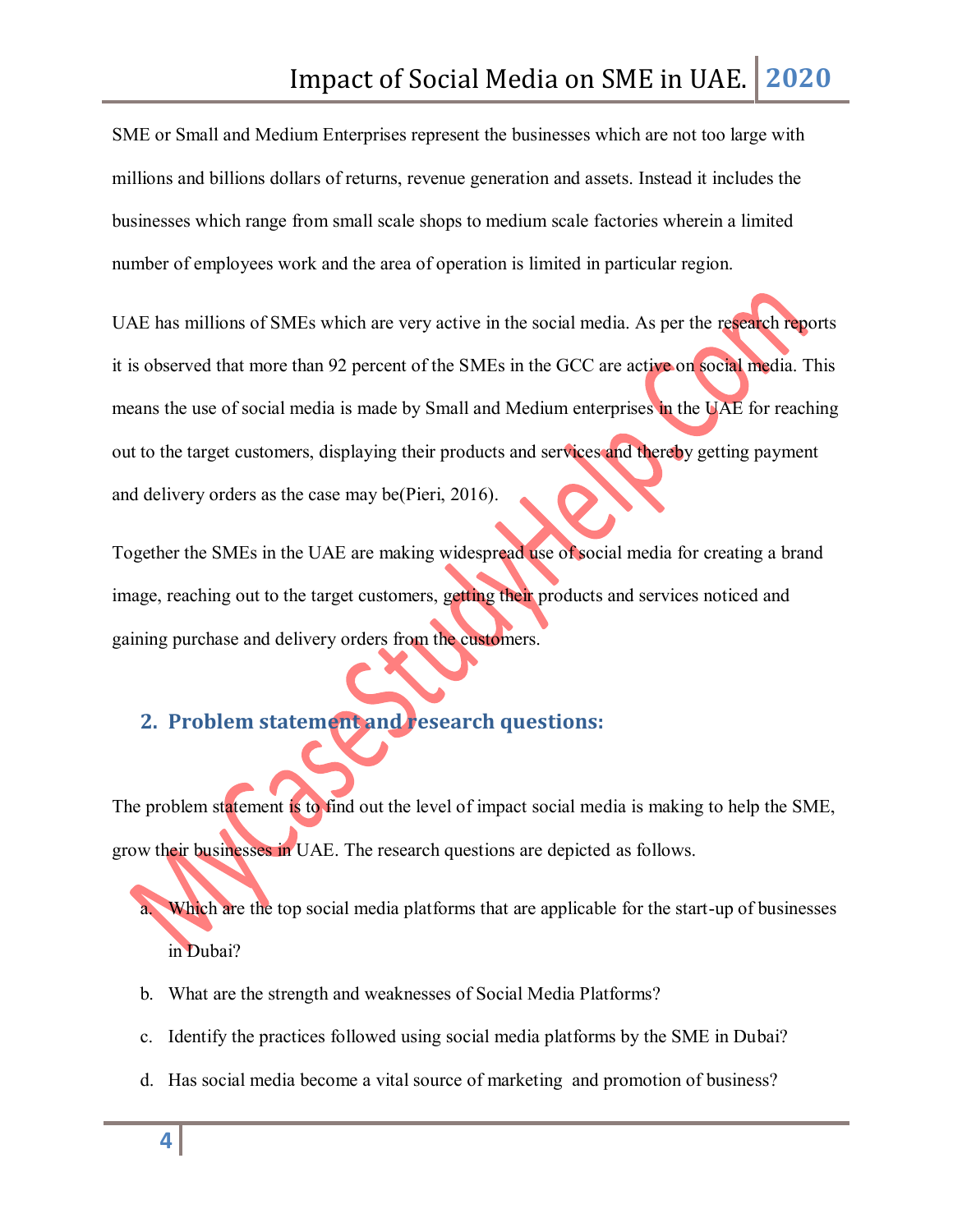SME or Small and Medium Enterprises represent the businesses which are not too large with millions and billions dollars of returns, revenue generation and assets. Instead it includes the businesses which range from small scale shops to medium scale factories wherein a limited number of employees work and the area of operation is limited in particular region.

UAE has millions of SMEs which are very active in the social media. As per the research reports it is observed that more than 92 percent of the SMEs in the GCC are active on social media. This means the use of social media is made by Small and Medium enterprises in the UAE for reaching out to the target customers, displaying their products and services and thereby getting payment and delivery orders as the case may be(Pieri, 2016).

Together the SMEs in the UAE are making widespread use of social media for creating a brand image, reaching out to the target customers, getting their products and services noticed and gaining purchase and delivery orders from the customers.

## 2. Problem statement and research questions:

The problem statement is to find out the level of impact social media is making to help the SME, grow their businesses in UAE. The research questions are depicted as follows.

a. Which are the top social media platforms that are applicable for the start-up of businesses in Dubai?
b. What are the strength and weaknesses of Social Media Platforms?
c. Identify the practices followed using social media platforms by the SME in Dubai?
d. Has social media become a vital source of marketing and promotion of business?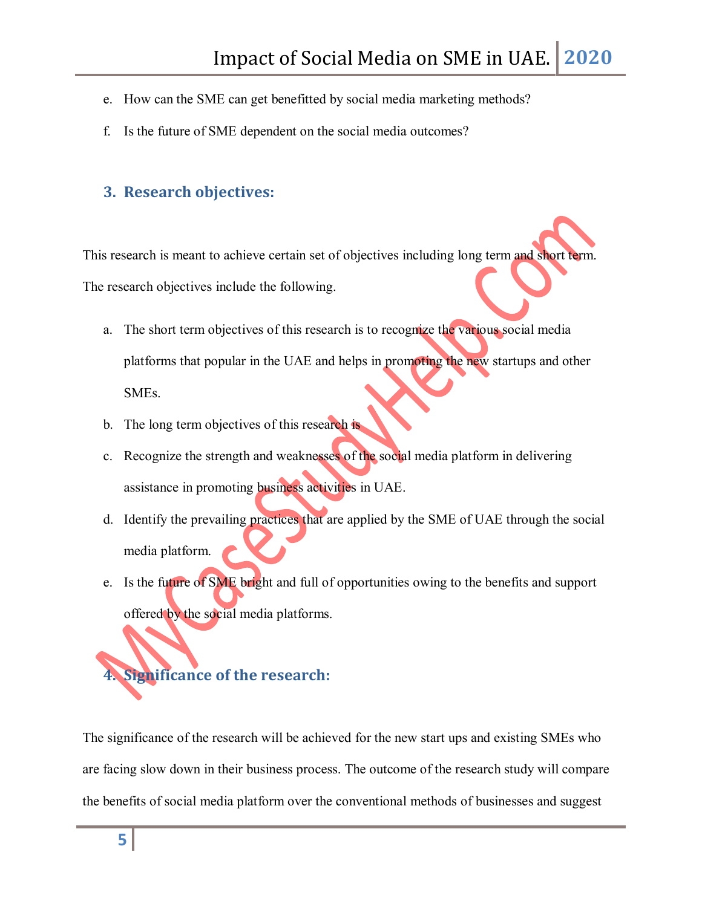e. How can the SME can get benefitted by social media marketing methods?

f. Is the future of SME dependent on the social media outcomes?

## 3. Research objectives:

This research is meant to achieve certain set of objectives including long term and short term. The research objectives include the following.

a. The short term objectives of this research is to recognize the various social media platforms that popular in the UAE and helps in promoting the new startups and other SMEs.

b. The long term objectives of this research is

c. Recognize the strength and weaknesses of the social media platform in delivering assistance in promoting business activities in UAE.

d. Identify the prevailing practices that are applied by the SME of UAE through the social media platform.

e. Is the future of SME bright and full of opportunities owing to the benefits and support offered by the social media platforms.

## 4. Significance of the research:

The significance of the research will be achieved for the new start ups and existing SMEs who are facing slow down in their business process. The outcome of the research study will compare the benefits of social media platform over the conventional methods of businesses and suggest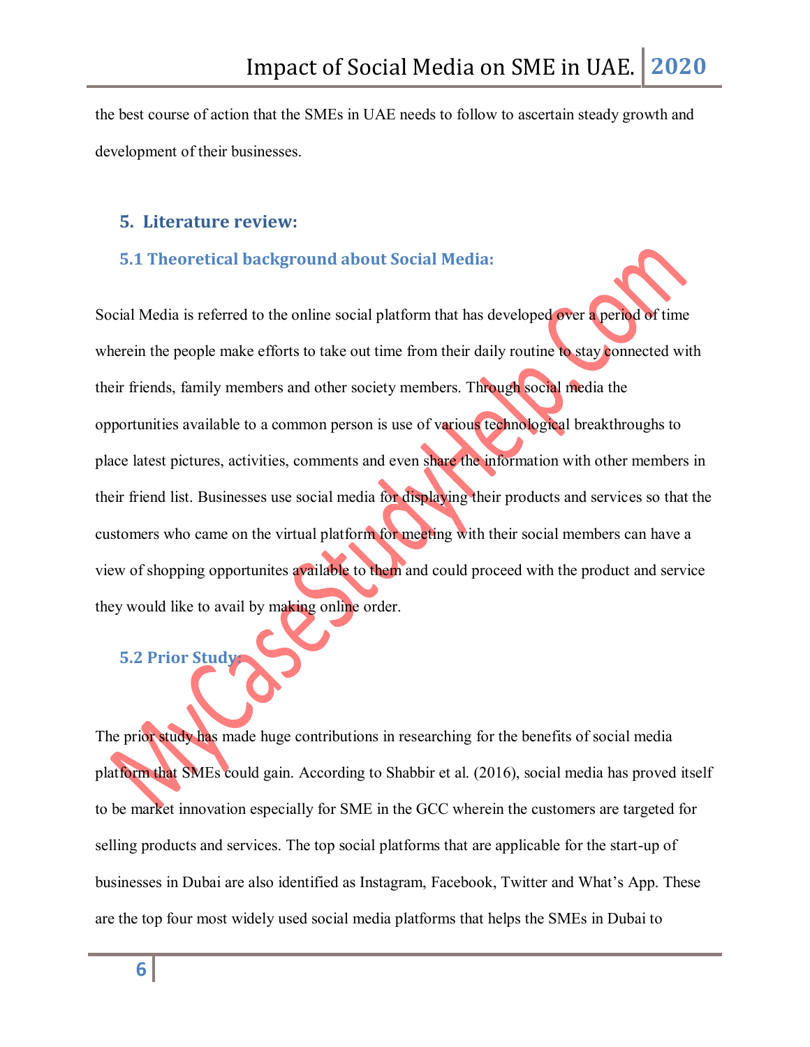the best course of action that the SMEs in UAE needs to follow to ascertain steady growth and development of their businesses.

## 5. Literature review:

### 5.1 Theoretical background about Social Media:

Social Media is referred to the online social platform that has developed over a period of time wherein the people make efforts to take out time from their daily routine to stay connected with their friends, family members and other society members. Through social media the opportunities available to a common person is use of various technological breakthroughs to place latest pictures, activities, comments and even share the information with other members in their friend list. Businesses use social media for displaying their products and services so that the customers who came on the virtual platform for meeting with their social members can have a view of shopping opportunites available to them and could proceed with the product and service they would like to avail by making online order.

### 5.2 Prior Study:

The prior study has made huge contributions in researching for the benefits of social media platform that SMEs could gain. According to Shabbir et al. (2016), social media has proved itself to be market innovation especially for SME in the GCC wherein the customers are targeted for selling products and services. The top social platforms that are applicable for the start-up of businesses in Dubai are also identified as Instagram, Facebook, Twitter and What's App. These are the top four most widely used social media platforms that helps the SMEs in Dubai to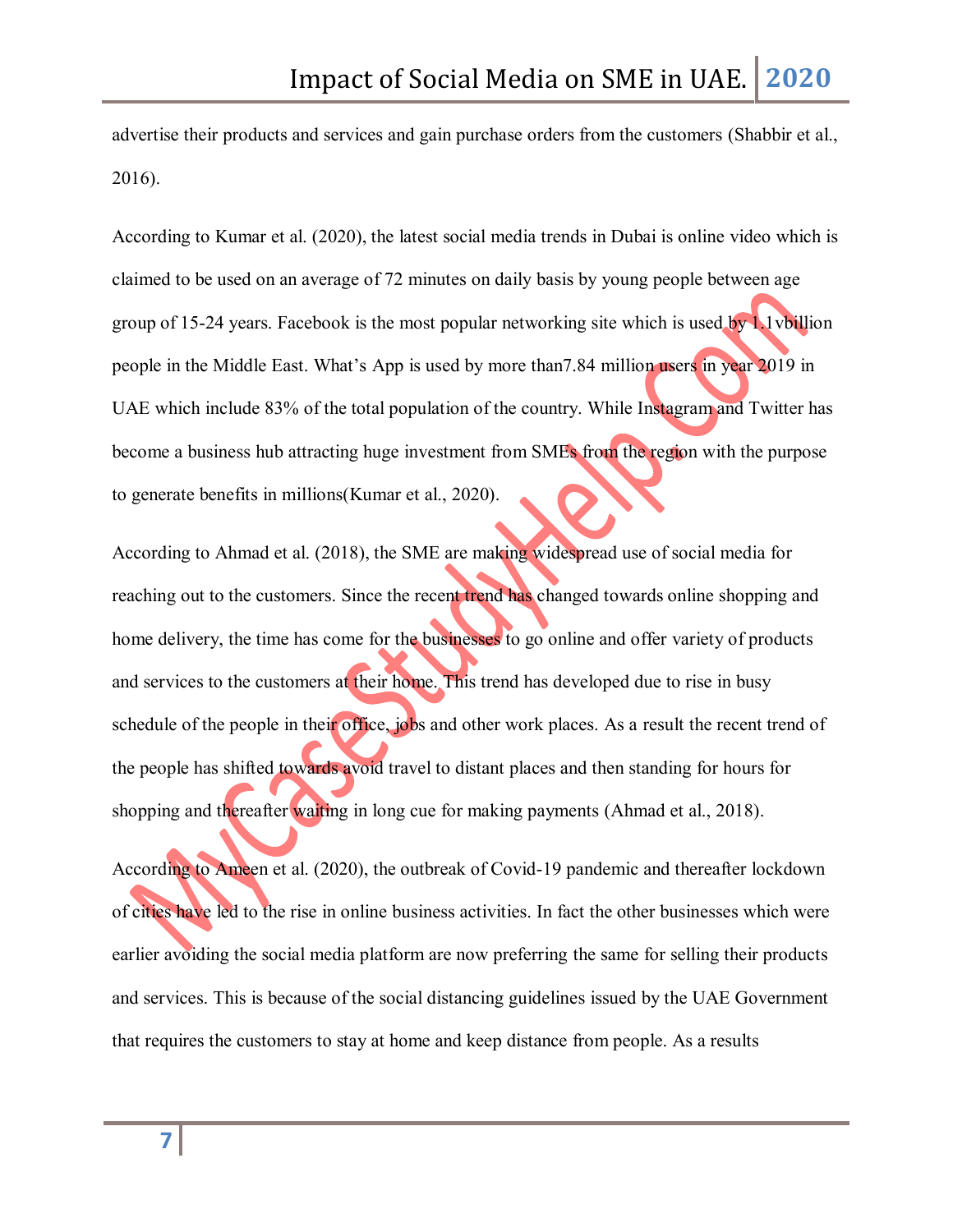advertise their products and services and gain purchase orders from the customers (Shabbir et al., 2016).

According to Kumar et al. (2020), the latest social media trends in Dubai is online video which is claimed to be used on an average of 72 minutes on daily basis by young people between age group of 15-24 years. Facebook is the most popular networking site which is used by 1.1vbillion people in the Middle East. What's App is used by more than7.84 million users in year 2019 in UAE which include 83% of the total population of the country. While Instagram and Twitter has become a business hub attracting huge investment from SMEs from the region with the purpose to generate benefits in millions(Kumar et al., 2020).

According to Ahmad et al. (2018), the SME are making widespread use of social media for reaching out to the customers. Since the recent trend has changed towards online shopping and home delivery, the time has come for the businesses to go online and offer variety of products and services to the customers at their home. This trend has developed due to rise in busy schedule of the people in their office, jobs and other work places. As a result the recent trend of the people has shifted towards avoid travel to distant places and then standing for hours for shopping and thereafter waiting in long cue for making payments (Ahmad et al., 2018).

According to Ameen et al. (2020), the outbreak of Covid-19 pandemic and thereafter lockdown of cities have led to the rise in online business activities. In fact the other businesses which were earlier avoiding the social media platform are now preferring the same for selling their products and services. This is because of the social distancing guidelines issued by the UAE Government that requires the customers to stay at home and keep distance from people. As a results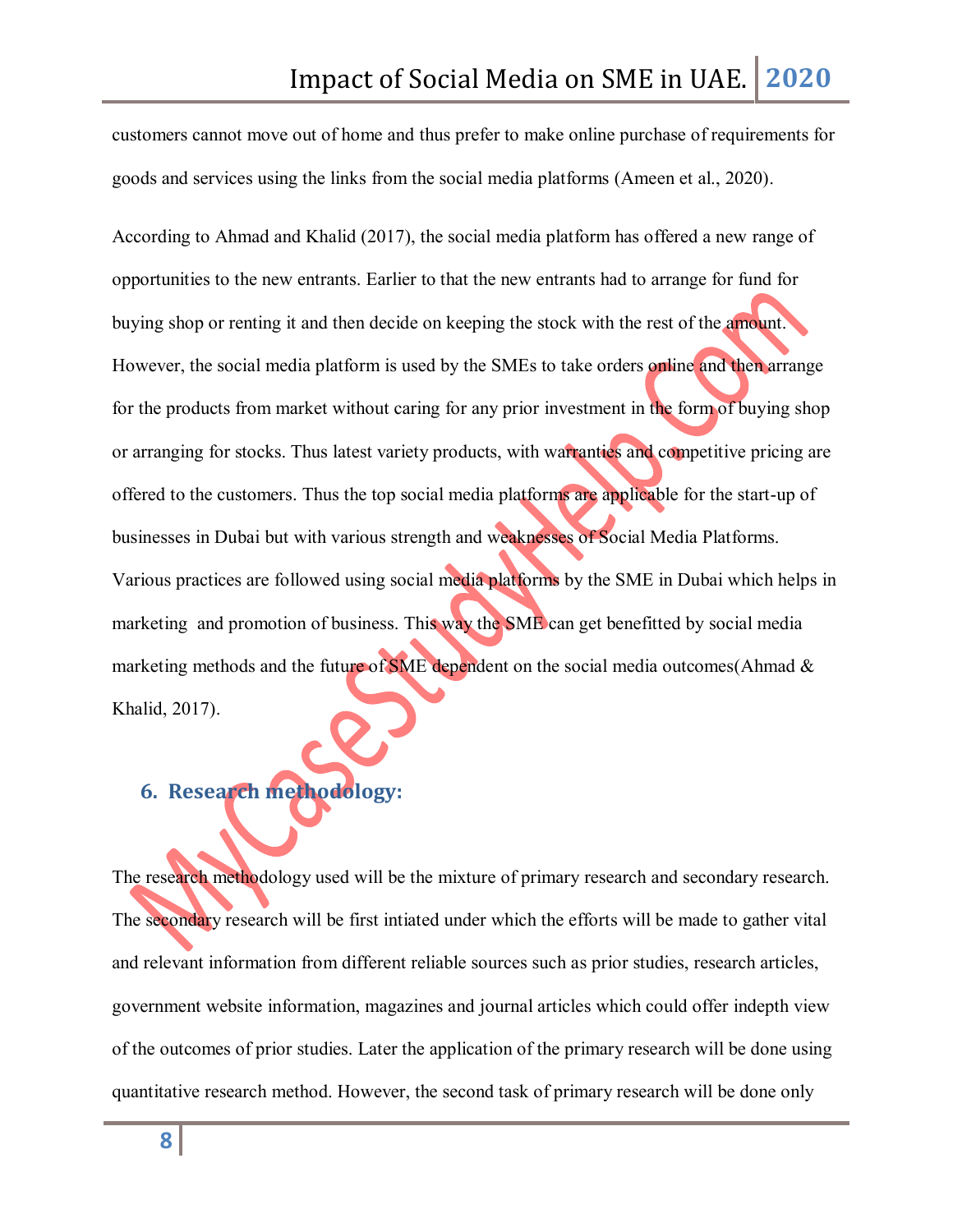customers cannot move out of home and thus prefer to make online purchase of requirements for goods and services using the links from the social media platforms (Ameen et al., 2020).

According to Ahmad and Khalid (2017), the social media platform has offered a new range of opportunities to the new entrants. Earlier to that the new entrants had to arrange for fund for buying shop or renting it and then decide on keeping the stock with the rest of the amount. However, the social media platform is used by the SMEs to take orders online and then arrange for the products from market without caring for any prior investment in the form of buying shop or arranging for stocks. Thus latest variety products, with warranties and competitive pricing are offered to the customers. Thus the top social media platforms are applicable for the start-up of businesses in Dubai but with various strength and weaknesses of Social Media Platforms. Various practices are followed using social media platforms by the SME in Dubai which helps in marketing and promotion of business. This way the SME can get benefitted by social media marketing methods and the future of SME dependent on the social media outcomes(Ahmad & Khalid, 2017).

## 6. Research methodology:

The research methodology used will be the mixture of primary research and secondary research. The secondary research will be first intiated under which the efforts will be made to gather vital and relevant information from different reliable sources such as prior studies, research articles, government website information, magazines and journal articles which could offer indepth view of the outcomes of prior studies. Later the application of the primary research will be done using quantitative research method. However, the second task of primary research will be done only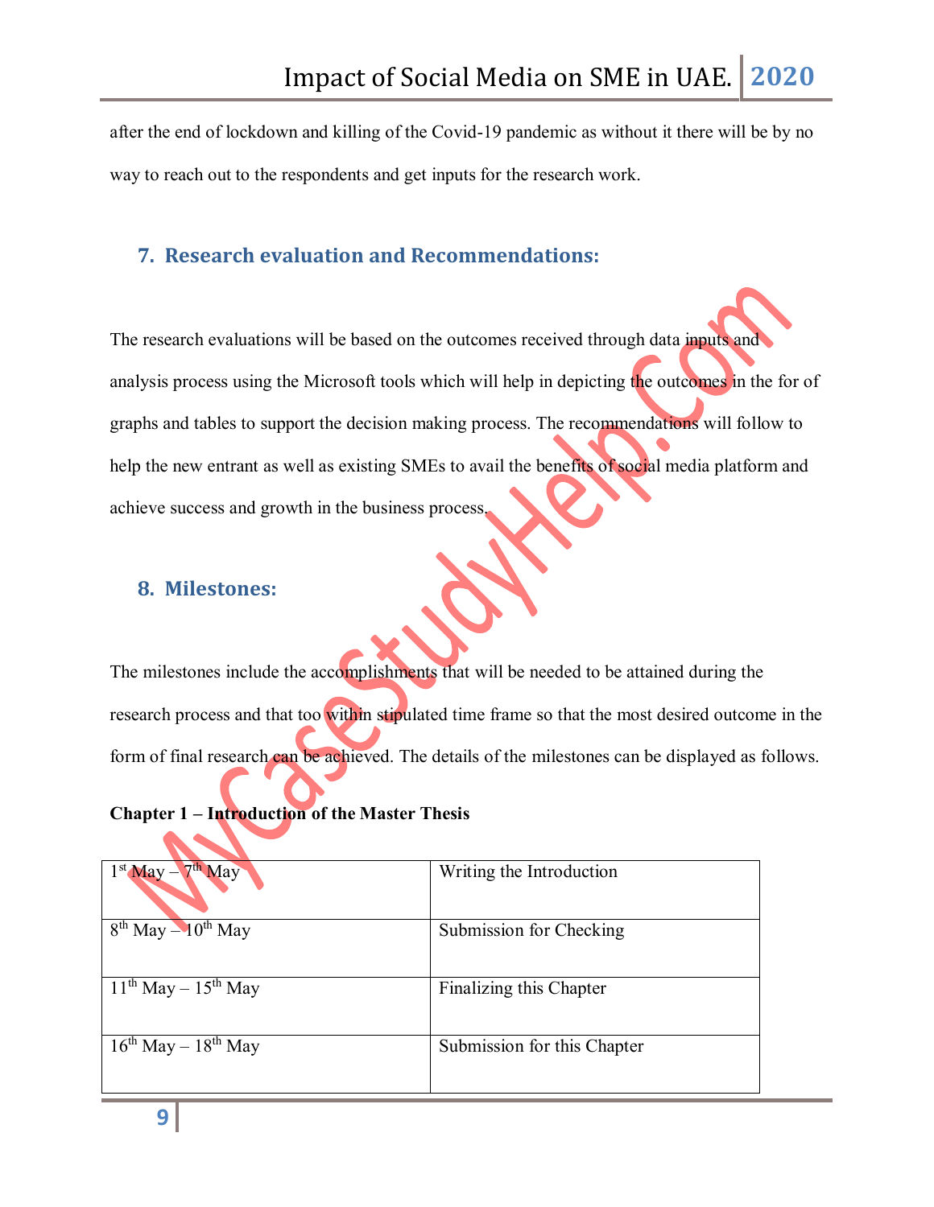after the end of lockdown and killing of the Covid-19 pandemic as without it there will be by no way to reach out to the respondents and get inputs for the research work.

## 7. Research evaluation and Recommendations:

The research evaluations will be based on the outcomes received through data inputs and analysis process using the Microsoft tools which will help in depicting the outcomes in the for of graphs and tables to support the decision making process. The recommendations will follow to help the new entrant as well as existing SMEs to avail the benefits of social media platform and achieve success and growth in the business process.

## 8. Milestones:

The milestones include the accomplishments that will be needed to be attained during the research process and that too within stipulated time frame so that the most desired outcome in the form of final research can be achieved. The details of the milestones can be displayed as follows.

**Chapter 1 – Introduction of the Master Thesis**

| | |
|---|---|
| 1st May – 7th May | Writing the Introduction |
| 8th May – 10th May | Submission for Checking |
| 11th May – 15th May | Finalizing this Chapter |
| 16th May – 18th May | Submission for this Chapter |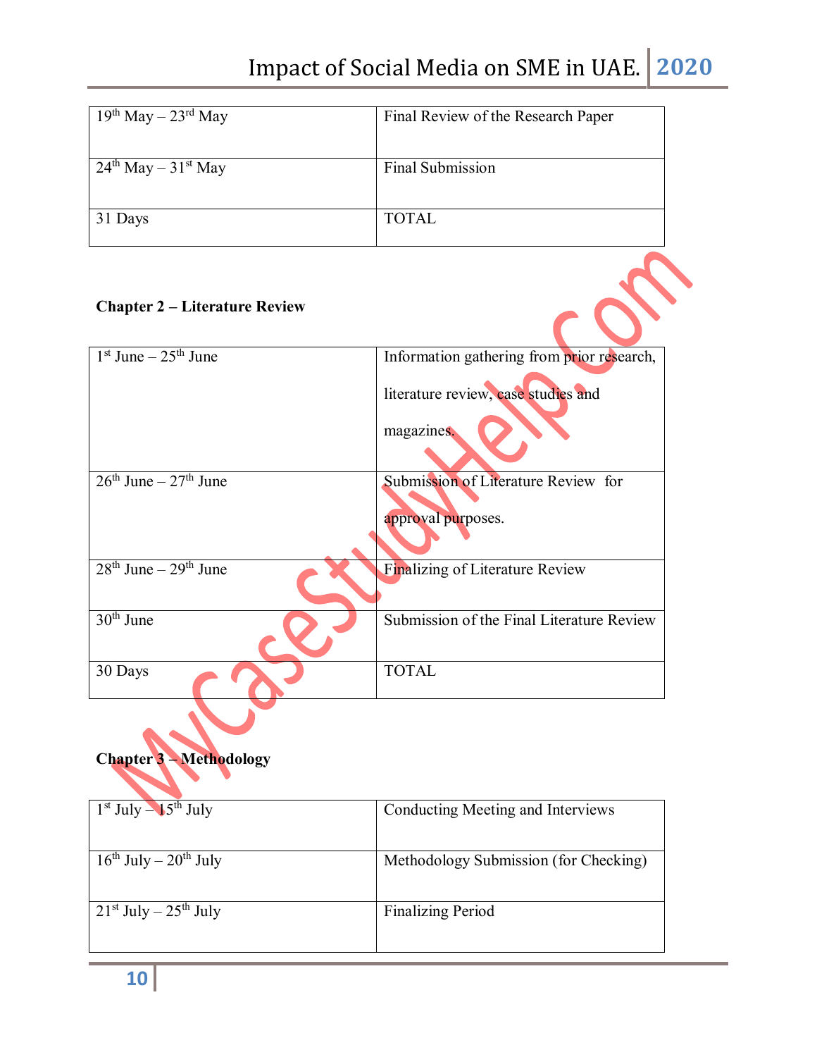| | |
|---|---|
| 19th May – 23rd May | Final Review of the Research Paper |
| 24th May – 31st May | Final Submission |
| 31 Days | TOTAL |

**Chapter 2 – Literature Review**

| | |
|---|---|
| 1st June – 25th June | Information gathering from prior research, literature review, case studies and magazines. |
| 26th June – 27th June | Submission of Literature Review for approval purposes. |
| 28th June – 29th June | Finalizing of Literature Review |
| 30th June | Submission of the Final Literature Review |
| 30 Days | TOTAL |

**Chapter 3 – Methodology**

| | |
|---|---|
| 1st July – 15th July | Conducting Meeting and Interviews |
| 16th July – 20th July | Methodology Submission (for Checking) |
| 21st July – 25th July | Finalizing Period |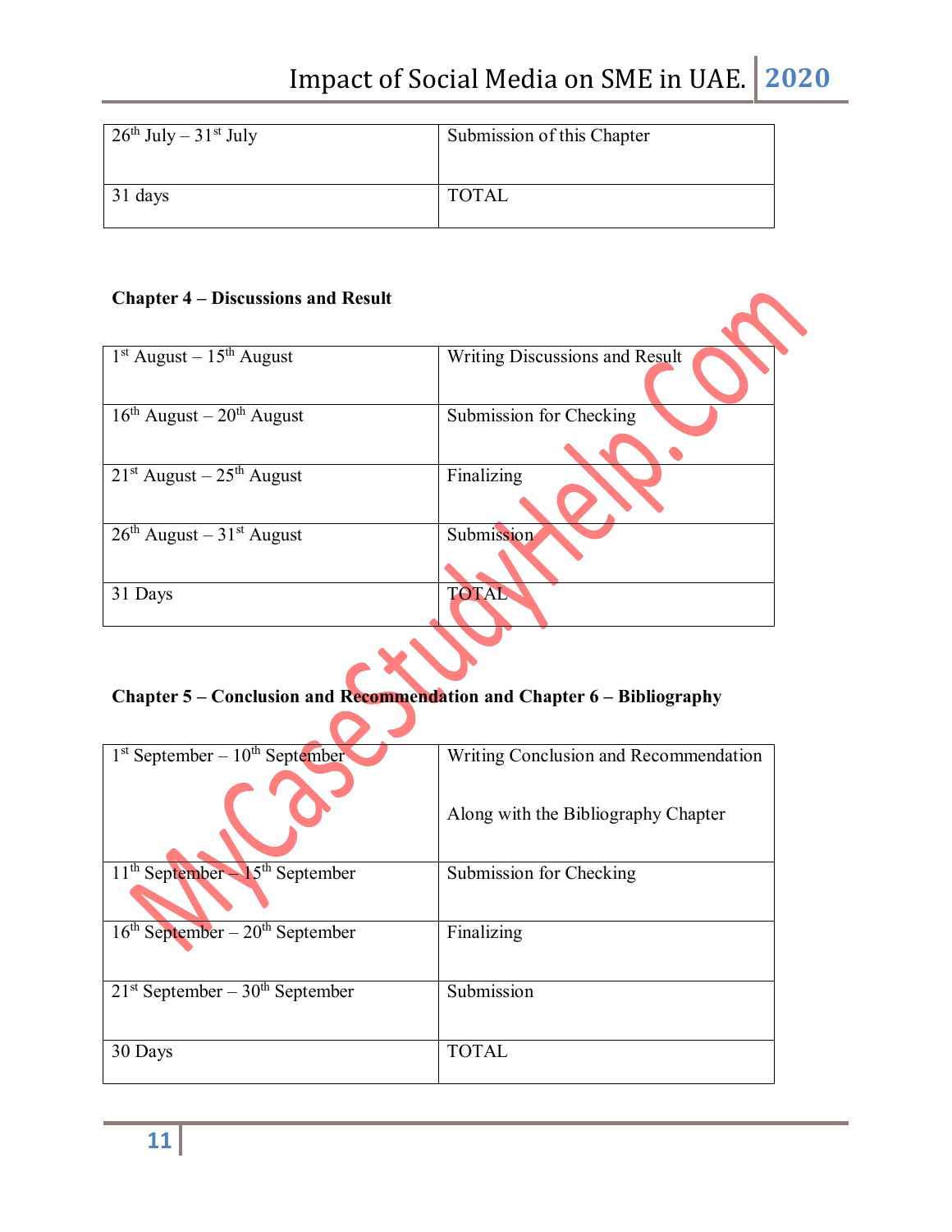| 26th July – 31st July | Submission of this Chapter |
|---|---|
| 31 days | TOTAL |

**Chapter 4 – Discussions and Result**

| 1st August – 15th August | Writing Discussions and Result |
|---|---|
| 16th August – 20th August | Submission for Checking |
| 21st August – 25th August | Finalizing |
| 26th August – 31st August | Submission |
| 31 Days | TOTAL |

**Chapter 5 – Conclusion and Recommendation and Chapter 6 – Bibliography**

| 1st September – 10th September | Writing Conclusion and Recommendation<br><br>Along with the Bibliography Chapter |
|---|---|
| 11th September – 15th September | Submission for Checking |
| 16th September – 20th September | Finalizing |
| 21st September – 30th September | Submission |
| 30 Days | TOTAL |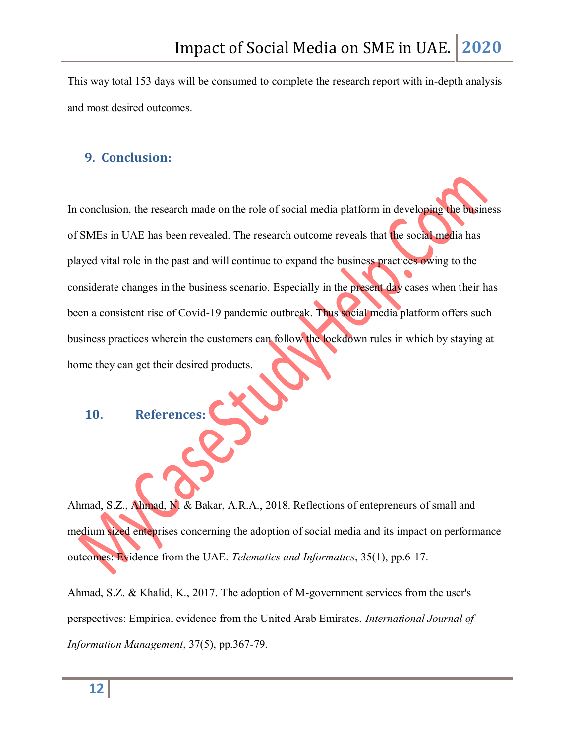This way total 153 days will be consumed to complete the research report with in-depth analysis and most desired outcomes.

## 9. Conclusion:

In conclusion, the research made on the role of social media platform in developing the business of SMEs in UAE has been revealed. The research outcome reveals that the social media has played vital role in the past and will continue to expand the business practices owing to the considerate changes in the business scenario. Especially in the present day cases when their has been a consistent rise of Covid-19 pandemic outbreak. Thus social media platform offers such business practices wherein the customers can follow the lockdown rules in which by staying at home they can get their desired products.

## 10. References:

Ahmad, S.Z., Ahmad, N. & Bakar, A.R.A., 2018. Reflections of entepreneurs of small and medium sized enteprises concerning the adoption of social media and its impact on performance outcomes: Evidence from the UAE. *Telematics and Informatics*, 35(1), pp.6-17.

Ahmad, S.Z. & Khalid, K., 2017. The adoption of M-government services from the user's perspectives: Empirical evidence from the United Arab Emirates. *International Journal of Information Management*, 37(5), pp.367-79.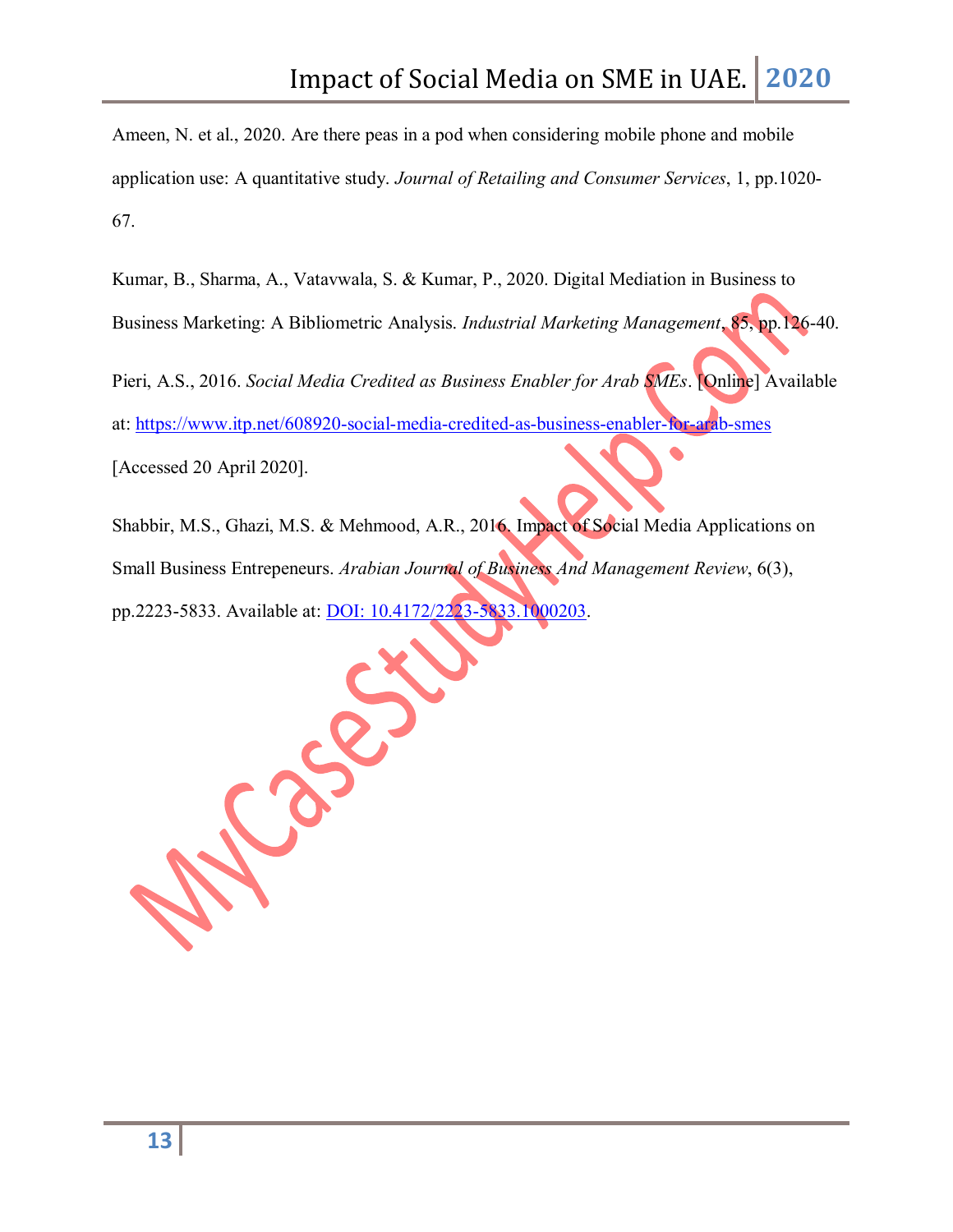Ameen, N. et al., 2020. Are there peas in a pod when considering mobile phone and mobile application use: A quantitative study. *Journal of Retailing and Consumer Services*, 1, pp.1020-67.

Kumar, B., Sharma, A., Vatavwala, S. & Kumar, P., 2020. Digital Mediation in Business to Business Marketing: A Bibliometric Analysis. *Industrial Marketing Management*, 85, pp.126-40.

Pieri, A.S., 2016. *Social Media Credited as Business Enabler for Arab SMEs*. [Online] Available at: https://www.itp.net/608920-social-media-credited-as-business-enabler-for-arab-smes [Accessed 20 April 2020].

Shabbir, M.S., Ghazi, M.S. & Mehmood, A.R., 2016. Impact of Social Media Applications on Small Business Entrepeneurs. *Arabian Journal of Business And Management Review*, 6(3), pp.2223-5833. Available at: DOI: 10.4172/2223-5833.1000203.